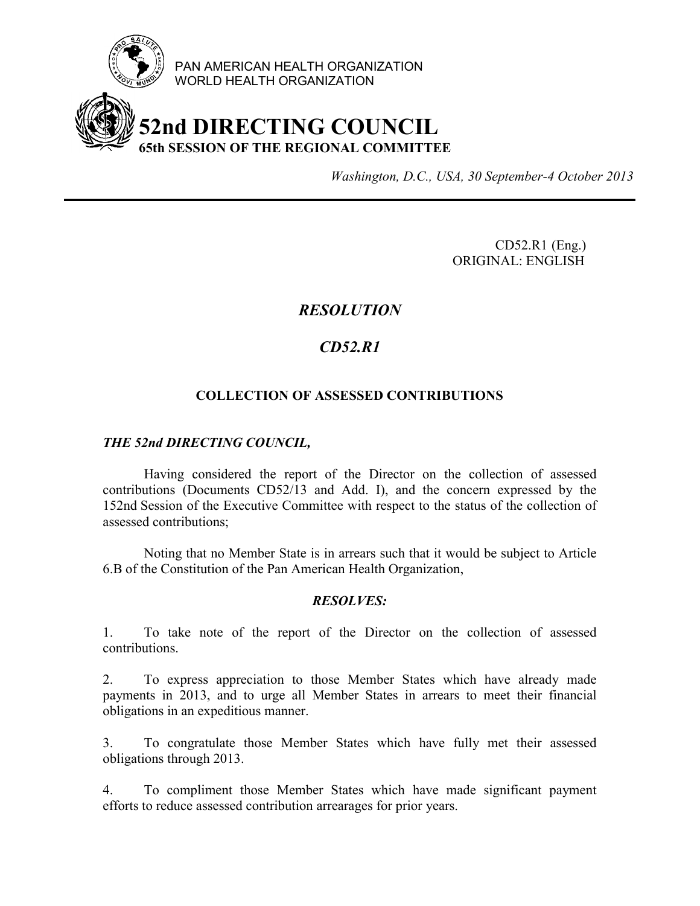PAN AMERICAN HEALTH ORGANIZATION
WORLD HEALTH ORGANIZATION

# 52nd DIRECTING COUNCIL
## 65th SESSION OF THE REGIONAL COMMITTEE

*Washington, D.C., USA, 30 September-4 October 2013*

---

CD52.R1 (Eng.)
ORIGINAL: ENGLISH

## *RESOLUTION*

## *CD52.R1*

### COLLECTION OF ASSESSED CONTRIBUTIONS

***THE 52nd DIRECTING COUNCIL,***

Having considered the report of the Director on the collection of assessed contributions (Documents CD52/13 and Add. I), and the concern expressed by the 152nd Session of the Executive Committee with respect to the status of the collection of assessed contributions;

Noting that no Member State is in arrears such that it would be subject to Article 6.B of the Constitution of the Pan American Health Organization,

***RESOLVES:***

1. To take note of the report of the Director on the collection of assessed contributions.

2. To express appreciation to those Member States which have already made payments in 2013, and to urge all Member States in arrears to meet their financial obligations in an expeditious manner.

3. To congratulate those Member States which have fully met their assessed obligations through 2013.

4. To compliment those Member States which have made significant payment efforts to reduce assessed contribution arrearages for prior years.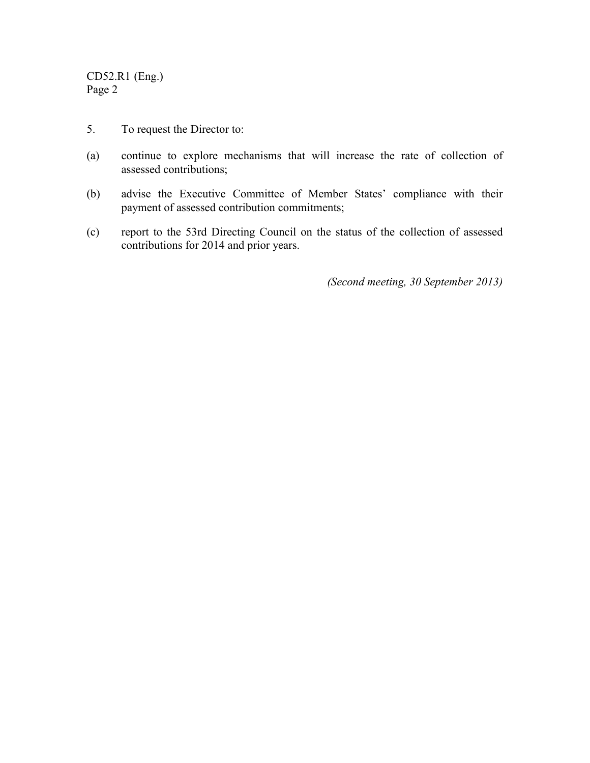5. To request the Director to:

(a) continue to explore mechanisms that will increase the rate of collection of assessed contributions;

(b) advise the Executive Committee of Member States' compliance with their payment of assessed contribution commitments;

(c) report to the 53rd Directing Council on the status of the collection of assessed contributions for 2014 and prior years.

*(Second meeting, 30 September 2013)*